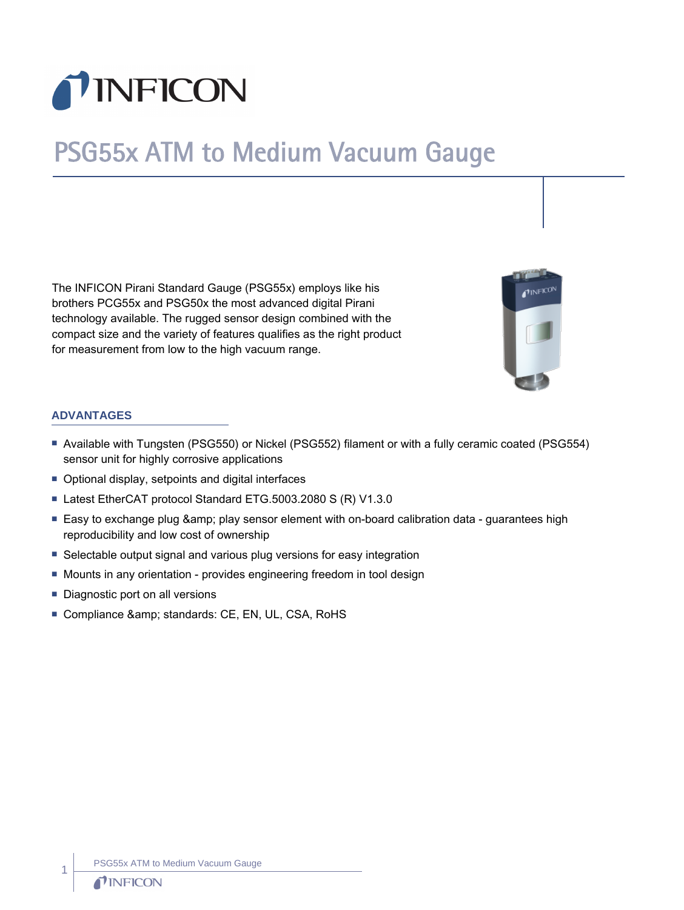# PSG55x ATM to Medium Vacuum Gauge

The INFICON Pirani Standard Gauge (PSG55x) employs like his brothers PCG55x and PSG50x the most advanced digital Pirani technology available. The rugged sensor design combined with the compact size and the variety of features qualifies as the right product for measurement from low to the high vacuum range.

## ADVANTAGES

- Available with Tungsten (PSG550) or Nickel (PSG552) filament or with a fully ceramic coated (PSG554) sensor unit for highly corrosive applications
- Optional display, setpoints and digital interfaces
- Latest EtherCAT protocol Standard ETG.5003.2080 S (R) V1.3.0
- Easy to exchange plug &amp; play sensor element with on-board calibration data - guarantees high reproducibility and low cost of ownership
- Selectable output signal and various plug versions for easy integration
- Mounts in any orientation - provides engineering freedom in tool design
- Diagnostic port on all versions
- Compliance &amp; standards: CE, EN, UL, CSA, RoHS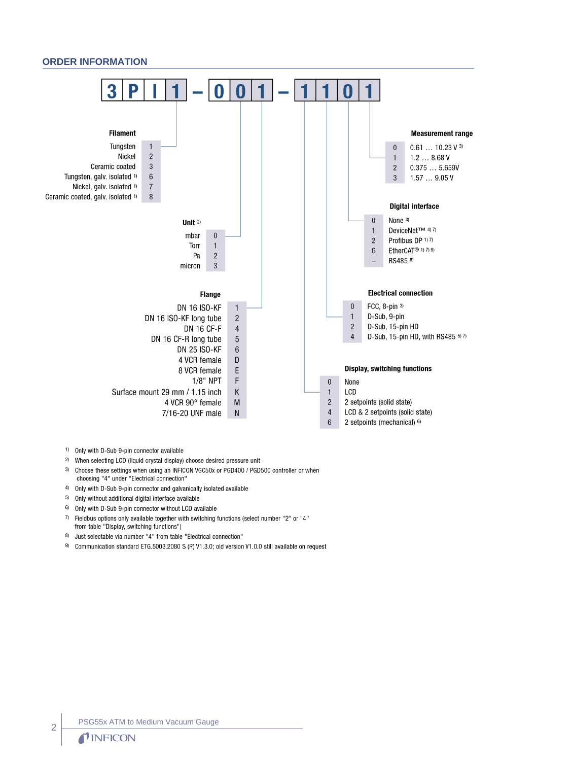## ORDER INFORMATION

**3 P I 1 – 0 0 1 – 1 1 0 1**

### Filament

| Filament | Code |
|---|---|
| Tungsten | 1 |
| Nickel | 2 |
| Ceramic coated | 3 |
| Tungsten, galv. isolated [1] | 6 |
| Nickel, galv. isolated [1] | 7 |
| Ceramic coated, galv. isolated [1] | 8 |

### Unit [2]

| Unit | Code |
|---|---|
| mbar | 0 |
| Torr | 1 |
| Pa | 2 |
| micron | 3 |

### Flange

| Flange | Code |
|---|---|
| DN 16 ISO-KF | 1 |
| DN 16 ISO-KF long tube | 2 |
| DN 16 CF-F | 4 |
| DN 16 CF-R long tube | 5 |
| DN 25 ISO-KF | 6 |
| 4 VCR female | D |
| 8 VCR female | E |
| 1/8" NPT | F |
| Surface mount 29 mm / 1.15 inch | K |
| 4 VCR 90° female | M |
| 7/16-20 UNF male | N |

### Measurement range

| Code | Measurement range |
|---|---|
| 0 | 0.61 … 10.23 V [3] |
| 1 | 1.2 … 8.68 V |
| 2 | 0.375 … 5.659V |
| 3 | 1.57 … 9.05 V |

### Digital interface

| Code | Digital interface |
|---|---|
| 0 | None [3] |
| 1 | DeviceNet™ [4) 7)] |
| 2 | Profibus DP [1) 7)] |
| G | EtherCAT® [1) 7) 9)] |
| – | RS485 [8] |

### Electrical connection

| Code | Electrical connection |
|---|---|
| 0 | FCC, 8-pin [3] |
| 1 | D-Sub, 9-pin |
| 2 | D-Sub, 15-pin HD |
| 4 | D-Sub, 15-pin HD, with RS485 [5) 7)] |

### Display, switching functions

| Code | Display, switching functions |
|---|---|
| 0 | None |
| 1 | LCD |
| 2 | 2 setpoints (solid state) |
| 4 | LCD & 2 setpoints (solid state) |
| 6 | 2 setpoints (mechanical) [6] |

1) Only with D-Sub 9-pin connector available
2) When selecting LCD (liquid crystal display) choose desired pressure unit
3) Choose these settings when using an INFICON VGC50x or PGD400 / PGD500 controller or when choosing "4" under "Electrical connection"
4) Only with D-Sub 9-pin connector and galvanically isolated available
5) Only without additional digital interface available
6) Only with D-Sub 9-pin connector without LCD available
7) Fieldbus options only available together with switching functions (select number "2" or "4" from table "Display, switching functions")
8) Just selectable via number "4" from table "Electrical connection"
9) Communication standard ETG.5003.2080 S (R) V1.3.0; old version V1.0.0 still available on request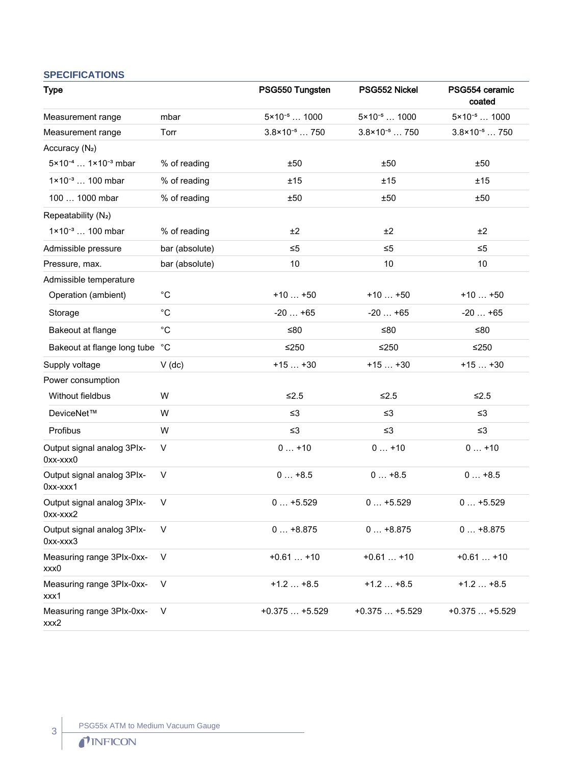## SPECIFICATIONS

| Type | | PSG550 Tungsten | PSG552 Nickel | PSG554 ceramic coated |
|---|---|---|---|---|
| Measurement range | mbar | $5\times10^{-5}$ … 1000 | $5\times10^{-5}$ … 1000 | $5\times10^{-5}$ … 1000 |
| Measurement range | Torr | $3.8\times10^{-5}$ … 750 | $3.8\times10^{-5}$ … 750 | $3.8\times10^{-5}$ … 750 |
| Accuracy ($N_2$) | | | | |
| $5\times10^{-4}$ … $1\times10^{-3}$ mbar | % of reading | ±50 | ±50 | ±50 |
| $1\times10^{-3}$ … 100 mbar | % of reading | ±15 | ±15 | ±15 |
| 100 … 1000 mbar | % of reading | ±50 | ±50 | ±50 |
| Repeatability ($N_2$) | | | | |
| $1\times10^{-3}$ … 100 mbar | % of reading | ±2 | ±2 | ±2 |
| Admissible pressure | bar (absolute) | ≤5 | ≤5 | ≤5 |
| Pressure, max. | bar (absolute) | 10 | 10 | 10 |
| Admissible temperature | | | | |
| Operation (ambient) | °C | +10 … +50 | +10 … +50 | +10 … +50 |
| Storage | °C | -20 … +65 | -20 … +65 | -20 … +65 |
| Bakeout at flange | °C | ≤80 | ≤80 | ≤80 |
| Bakeout at flange long tube | °C | ≤250 | ≤250 | ≤250 |
| Supply voltage | V (dc) | +15 … +30 | +15 … +30 | +15 … +30 |
| Power consumption | | | | |
| Without fieldbus | W | ≤2.5 | ≤2.5 | ≤2.5 |
| DeviceNet™ | W | ≤3 | ≤3 | ≤3 |
| Profibus | W | ≤3 | ≤3 | ≤3 |
| Output signal analog 3PIx-0xx-xxx0 | V | 0 … +10 | 0 … +10 | 0 … +10 |
| Output signal analog 3PIx-0xx-xxx1 | V | 0 … +8.5 | 0 … +8.5 | 0 … +8.5 |
| Output signal analog 3PIx-0xx-xxx2 | V | 0 … +5.529 | 0 … +5.529 | 0 … +5.529 |
| Output signal analog 3PIx-0xx-xxx3 | V | 0 … +8.875 | 0 … +8.875 | 0 … +8.875 |
| Measuring range 3PIx-0xx-xxx0 | V | +0.61 … +10 | +0.61 … +10 | +0.61 … +10 |
| Measuring range 3PIx-0xx-xxx1 | V | +1.2 … +8.5 | +1.2 … +8.5 | +1.2 … +8.5 |
| Measuring range 3PIx-0xx-xxx2 | V | +0.375 … +5.529 | +0.375 … +5.529 | +0.375 … +5.529 |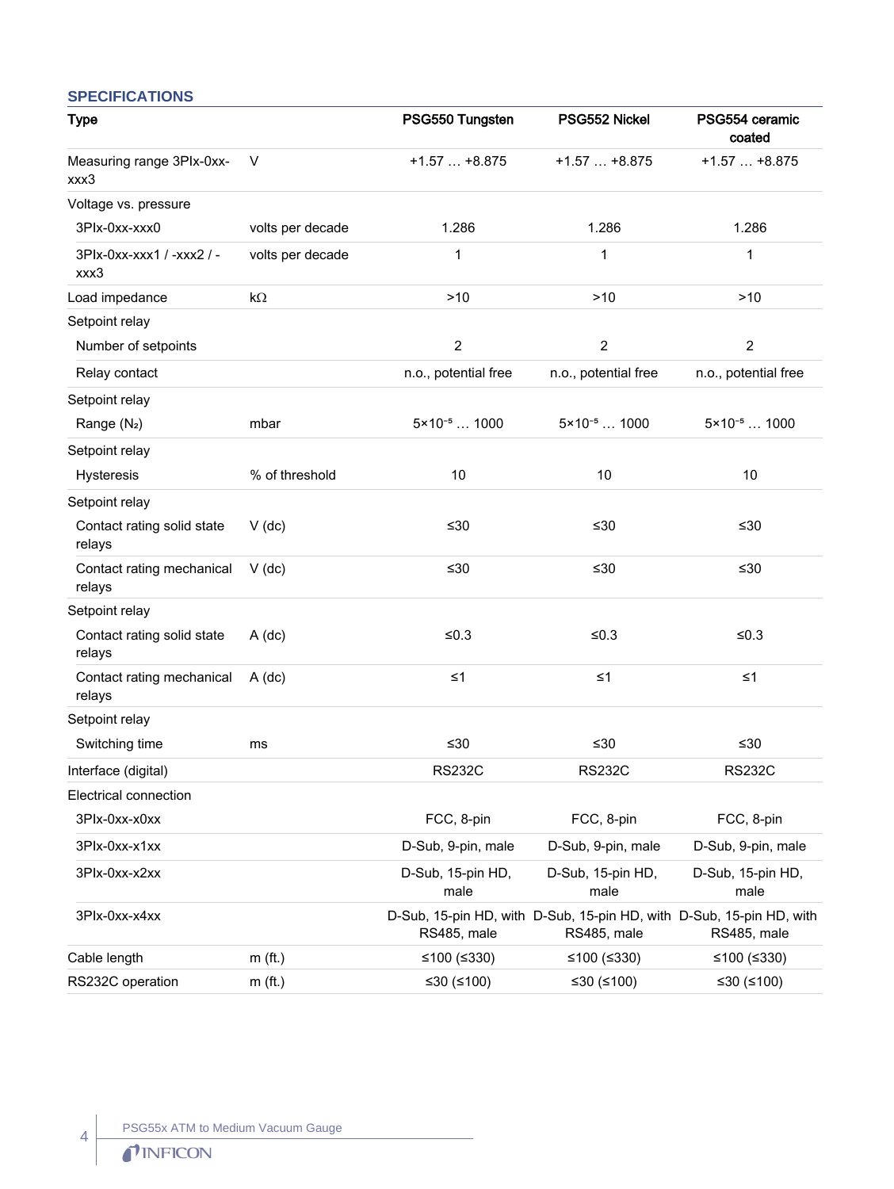## SPECIFICATIONS

| Type | | PSG550 Tungsten | PSG552 Nickel | PSG554 ceramic coated |
|---|---|---|---|---|
| Measuring range 3PIx-0xx-xxx3 | V | +1.57 … +8.875 | +1.57 … +8.875 | +1.57 … +8.875 |
| Voltage vs. pressure | | | | |
| 3PIx-0xx-xxx0 | volts per decade | 1.286 | 1.286 | 1.286 |
| 3PIx-0xx-xxx1 / -xxx2 / -xxx3 | volts per decade | 1 | 1 | 1 |
| Load impedance | kΩ | >10 | >10 | >10 |
| Setpoint relay | | | | |
| Number of setpoints | | 2 | 2 | 2 |
| Relay contact | | n.o., potential free | n.o., potential free | n.o., potential free |
| Setpoint relay | | | | |
| Range ($N_2$) | mbar | $5{\times}10^{-5}$ … 1000 | $5{\times}10^{-5}$ … 1000 | $5{\times}10^{-5}$ … 1000 |
| Setpoint relay | | | | |
| Hysteresis | % of threshold | 10 | 10 | 10 |
| Setpoint relay | | | | |
| Contact rating solid state relays | V (dc) | ≤30 | ≤30 | ≤30 |
| Contact rating mechanical relays | V (dc) | ≤30 | ≤30 | ≤30 |
| Setpoint relay | | | | |
| Contact rating solid state relays | A (dc) | ≤0.3 | ≤0.3 | ≤0.3 |
| Contact rating mechanical relays | A (dc) | ≤1 | ≤1 | ≤1 |
| Setpoint relay | | | | |
| Switching time | ms | ≤30 | ≤30 | ≤30 |
| Interface (digital) | | RS232C | RS232C | RS232C |
| Electrical connection | | | | |
| 3PIx-0xx-x0xx | | FCC, 8-pin | FCC, 8-pin | FCC, 8-pin |
| 3PIx-0xx-x1xx | | D-Sub, 9-pin, male | D-Sub, 9-pin, male | D-Sub, 9-pin, male |
| 3PIx-0xx-x2xx | | D-Sub, 15-pin HD, male | D-Sub, 15-pin HD, male | D-Sub, 15-pin HD, male |
| 3PIx-0xx-x4xx | | D-Sub, 15-pin HD, with RS485, male | D-Sub, 15-pin HD, with RS485, male | D-Sub, 15-pin HD, with RS485, male |
| Cable length | m (ft.) | ≤100 (≤330) | ≤100 (≤330) | ≤100 (≤330) |
| RS232C operation | m (ft.) | ≤30 (≤100) | ≤30 (≤100) | ≤30 (≤100) |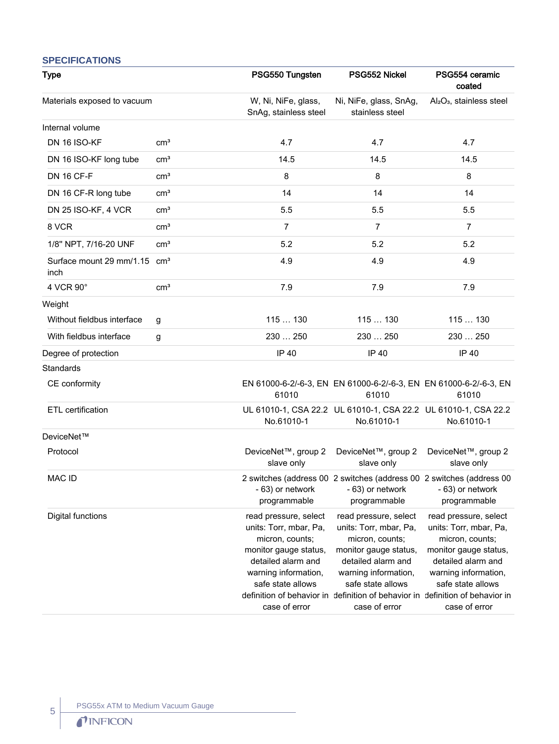## SPECIFICATIONS

| Type | | PSG550 Tungsten | PSG552 Nickel | PSG554 ceramic coated |
|---|---|---|---|---|
| Materials exposed to vacuum | | W, Ni, NiFe, glass, SnAg, stainless steel | Ni, NiFe, glass, SnAg, stainless steel | $Al_2O_3$, stainless steel |
| Internal volume | | | | |
| DN 16 ISO-KF | $cm^3$ | 4.7 | 4.7 | 4.7 |
| DN 16 ISO-KF long tube | $cm^3$ | 14.5 | 14.5 | 14.5 |
| DN 16 CF-F | $cm^3$ | 8 | 8 | 8 |
| DN 16 CF-R long tube | $cm^3$ | 14 | 14 | 14 |
| DN 25 ISO-KF, 4 VCR | $cm^3$ | 5.5 | 5.5 | 5.5 |
| 8 VCR | $cm^3$ | 7 | 7 | 7 |
| 1/8" NPT, 7/16-20 UNF | $cm^3$ | 5.2 | 5.2 | 5.2 |
| Surface mount 29 mm/1.15 inch | $cm^3$ | 4.9 | 4.9 | 4.9 |
| 4 VCR 90° | $cm^3$ | 7.9 | 7.9 | 7.9 |
| Weight | | | | |
| Without fieldbus interface | g | 115 … 130 | 115 … 130 | 115 … 130 |
| With fieldbus interface | g | 230 … 250 | 230 … 250 | 230 … 250 |
| Degree of protection | | IP 40 | IP 40 | IP 40 |
| Standards | | | | |
| CE conformity | | EN 61000-6-2/-6-3, EN 61010 | EN 61000-6-2/-6-3, EN 61010 | EN 61000-6-2/-6-3, EN 61010 |
| ETL certification | | UL 61010-1, CSA 22.2 No.61010-1 | UL 61010-1, CSA 22.2 No.61010-1 | UL 61010-1, CSA 22.2 No.61010-1 |
| DeviceNet™ | | | | |
| Protocol | | DeviceNet™, group 2 slave only | DeviceNet™, group 2 slave only | DeviceNet™, group 2 slave only |
| MAC ID | | 2 switches (address 00 - 63) or network programmable | 2 switches (address 00 - 63) or network programmable | 2 switches (address 00 - 63) or network programmable |
| Digital functions | | read pressure, select units: Torr, mbar, Pa, micron, counts; monitor gauge status, detailed alarm and warning information, safe state allows definition of behavior in case of error | read pressure, select units: Torr, mbar, Pa, micron, counts; monitor gauge status, detailed alarm and warning information, safe state allows definition of behavior in case of error | read pressure, select units: Torr, mbar, Pa, micron, counts; monitor gauge status, detailed alarm and warning information, safe state allows definition of behavior in case of error |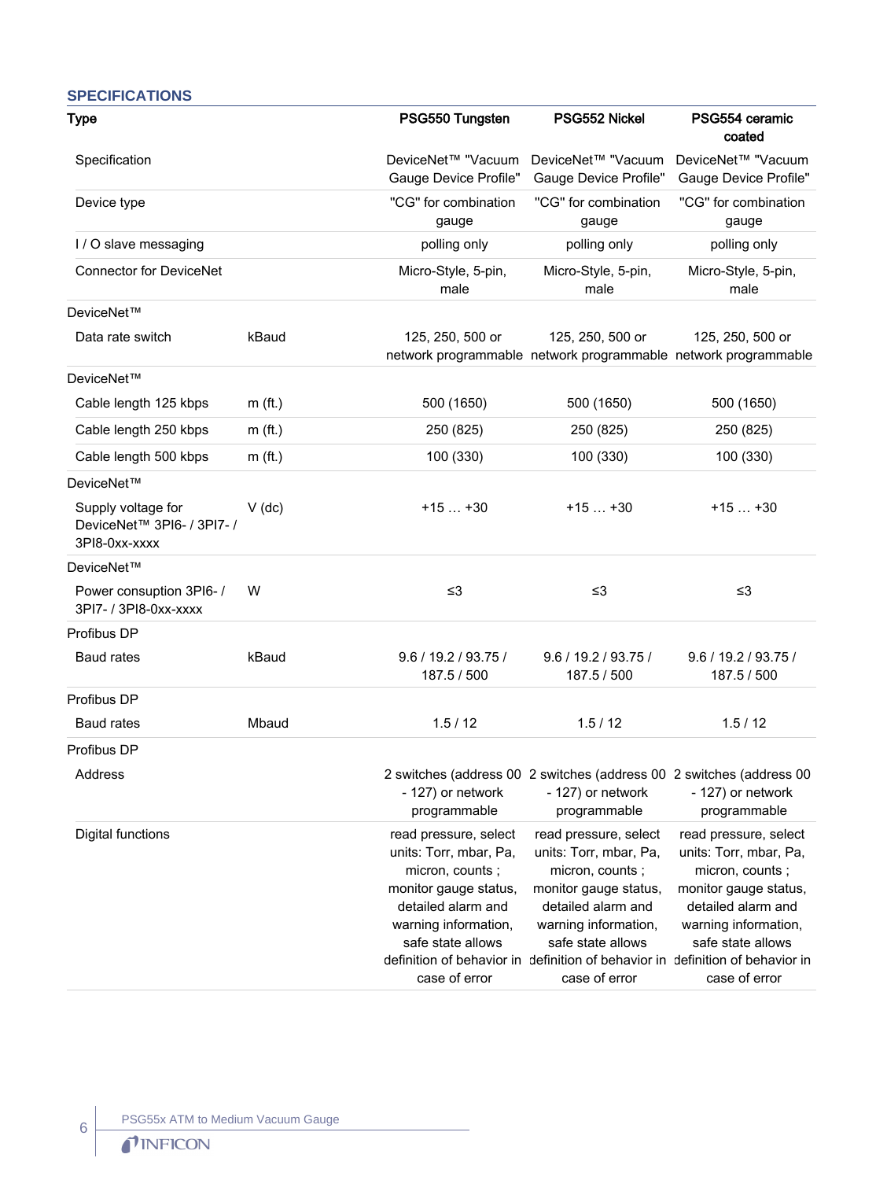## SPECIFICATIONS

| Type | | PSG550 Tungsten | PSG552 Nickel | PSG554 ceramic coated |
|---|---|---|---|---|
| Specification | | DeviceNet™ "Vacuum Gauge Device Profile" | DeviceNet™ "Vacuum Gauge Device Profile" | DeviceNet™ "Vacuum Gauge Device Profile" |
| Device type | | "CG" for combination gauge | "CG" for combination gauge | "CG" for combination gauge |
| I / O slave messaging | | polling only | polling only | polling only |
| Connector for DeviceNet | | Micro-Style, 5-pin, male | Micro-Style, 5-pin, male | Micro-Style, 5-pin, male |
| DeviceNet™ | | | | |
| Data rate switch | kBaud | 125, 250, 500 or network programmable | 125, 250, 500 or network programmable | 125, 250, 500 or network programmable |
| DeviceNet™ | | | | |
| Cable length 125 kbps | m (ft.) | 500 (1650) | 500 (1650) | 500 (1650) |
| Cable length 250 kbps | m (ft.) | 250 (825) | 250 (825) | 250 (825) |
| Cable length 500 kbps | m (ft.) | 100 (330) | 100 (330) | 100 (330) |
| DeviceNet™ | | | | |
| Supply voltage for DeviceNet™ 3PI6- / 3PI7- / 3PI8-0xx-xxxx | V (dc) | +15 … +30 | +15 … +30 | +15 … +30 |
| DeviceNet™ | | | | |
| Power consuption 3PI6- / 3PI7- / 3PI8-0xx-xxxx | W | ≤3 | ≤3 | ≤3 |
| Profibus DP | | | | |
| Baud rates | kBaud | 9.6 / 19.2 / 93.75 / 187.5 / 500 | 9.6 / 19.2 / 93.75 / 187.5 / 500 | 9.6 / 19.2 / 93.75 / 187.5 / 500 |
| Profibus DP | | | | |
| Baud rates | Mbaud | 1.5 / 12 | 1.5 / 12 | 1.5 / 12 |
| Profibus DP | | | | |
| Address | | 2 switches (address 00 - 127) or network programmable | 2 switches (address 00 - 127) or network programmable | 2 switches (address 00 - 127) or network programmable |
| Digital functions | | read pressure, select units: Torr, mbar, Pa, micron, counts ; monitor gauge status, detailed alarm and warning information, safe state allows definition of behavior in case of error | read pressure, select units: Torr, mbar, Pa, micron, counts ; monitor gauge status, detailed alarm and warning information, safe state allows definition of behavior in case of error | read pressure, select units: Torr, mbar, Pa, micron, counts ; monitor gauge status, detailed alarm and warning information, safe state allows definition of behavior in case of error |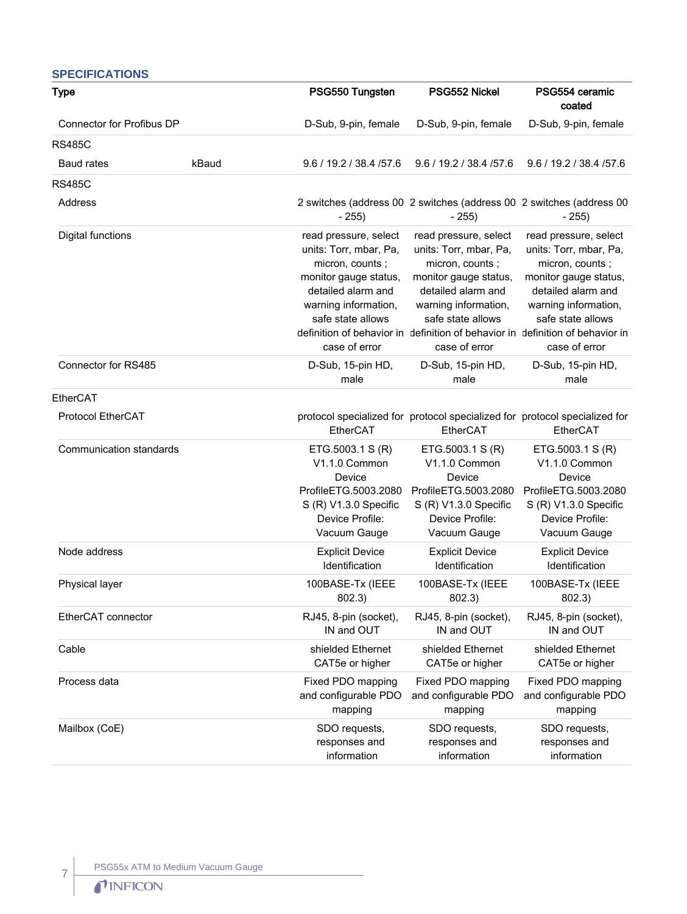## SPECIFICATIONS

| Type | | PSG550 Tungsten | PSG552 Nickel | PSG554 ceramic coated |
|---|---|---|---|---|
| Connector for Profibus DP | | D-Sub, 9-pin, female | D-Sub, 9-pin, female | D-Sub, 9-pin, female |
| RS485C | | | | |
| Baud rates | kBaud | 9.6 / 19.2 / 38.4 /57.6 | 9.6 / 19.2 / 38.4 /57.6 | 9.6 / 19.2 / 38.4 /57.6 |
| RS485C | | | | |
| Address | | 2 switches (address 00 - 255) | 2 switches (address 00 - 255) | 2 switches (address 00 - 255) |
| Digital functions | | read pressure, select units: Torr, mbar, Pa, micron, counts ; monitor gauge status, detailed alarm and warning information, safe state allows definition of behavior in case of error | read pressure, select units: Torr, mbar, Pa, micron, counts ; monitor gauge status, detailed alarm and warning information, safe state allows definition of behavior in case of error | read pressure, select units: Torr, mbar, Pa, micron, counts ; monitor gauge status, detailed alarm and warning information, safe state allows definition of behavior in case of error |
| Connector for RS485 | | D-Sub, 15-pin HD, male | D-Sub, 15-pin HD, male | D-Sub, 15-pin HD, male |
| EtherCAT | | | | |
| Protocol EtherCAT | | protocol specialized for EtherCAT | protocol specialized for EtherCAT | protocol specialized for EtherCAT |
| Communication standards | | ETG.5003.1 S (R) V1.1.0 Common Device ProfileETG.5003.2080 S (R) V1.3.0 Specific Device Profile: Vacuum Gauge | ETG.5003.1 S (R) V1.1.0 Common Device ProfileETG.5003.2080 S (R) V1.3.0 Specific Device Profile: Vacuum Gauge | ETG.5003.1 S (R) V1.1.0 Common Device ProfileETG.5003.2080 S (R) V1.3.0 Specific Device Profile: Vacuum Gauge |
| Node address | | Explicit Device Identification | Explicit Device Identification | Explicit Device Identification |
| Physical layer | | 100BASE-Tx (IEEE 802.3) | 100BASE-Tx (IEEE 802.3) | 100BASE-Tx (IEEE 802.3) |
| EtherCAT connector | | RJ45, 8-pin (socket), IN and OUT | RJ45, 8-pin (socket), IN and OUT | RJ45, 8-pin (socket), IN and OUT |
| Cable | | shielded Ethernet CAT5e or higher | shielded Ethernet CAT5e or higher | shielded Ethernet CAT5e or higher |
| Process data | | Fixed PDO mapping and configurable PDO mapping | Fixed PDO mapping and configurable PDO mapping | Fixed PDO mapping and configurable PDO mapping |
| Mailbox (CoE) | | SDO requests, responses and information | SDO requests, responses and information | SDO requests, responses and information |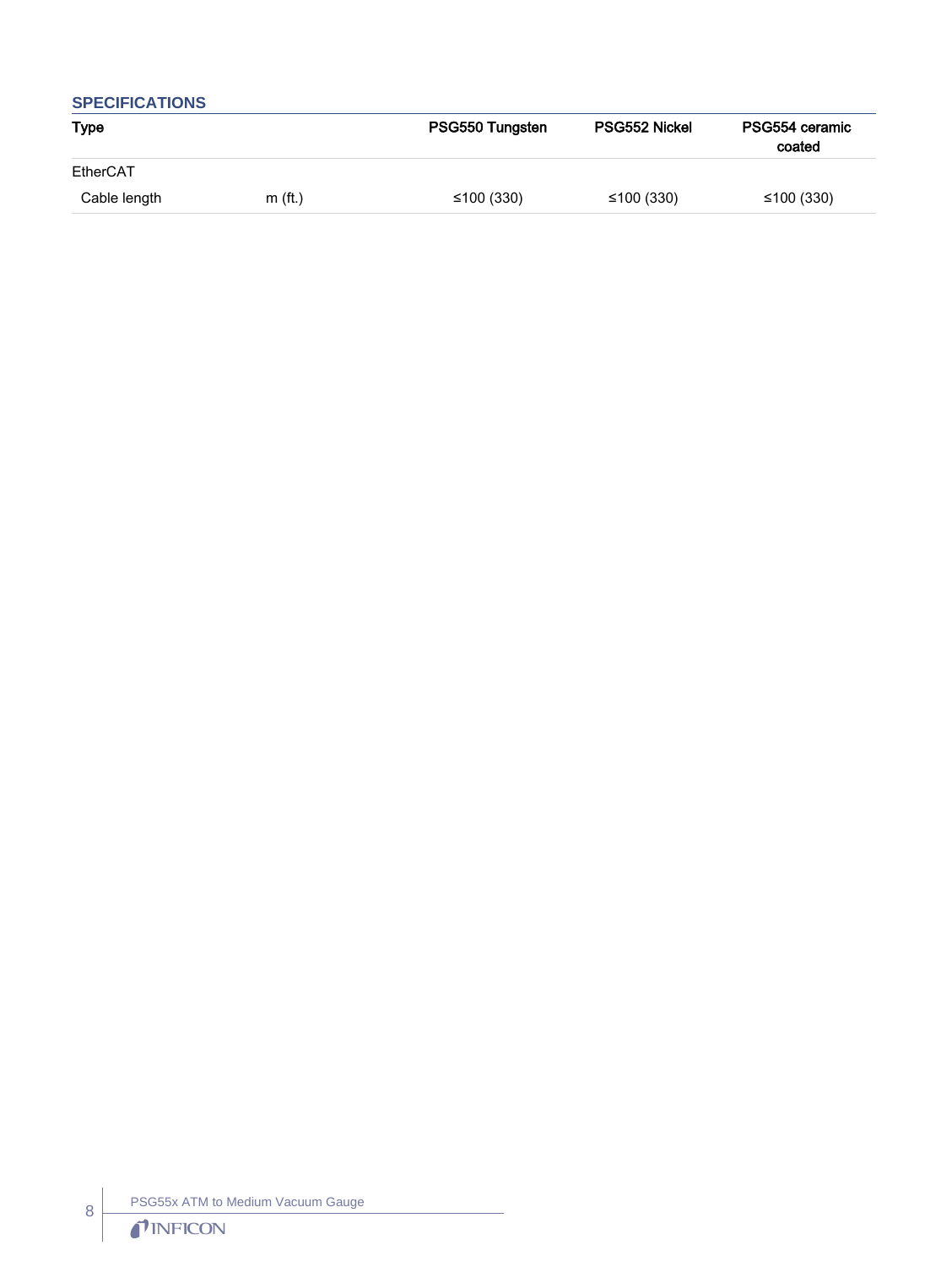## SPECIFICATIONS

| Type | | PSG550 Tungsten | PSG552 Nickel | PSG554 ceramic coated |
|---|---|---|---|---|
| EtherCAT | | | | |
| Cable length | m (ft.) | ≤100 (330) | ≤100 (330) | ≤100 (330) |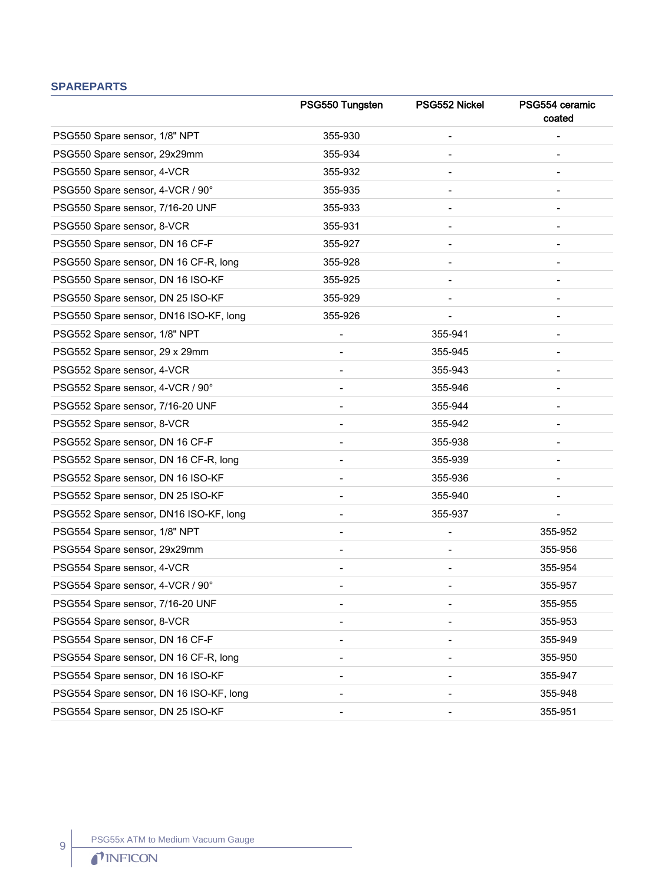## SPAREPARTS

| | PSG550 Tungsten | PSG552 Nickel | PSG554 ceramic coated |
|---|---|---|---|
| PSG550 Spare sensor, 1/8" NPT | 355-930 | - | - |
| PSG550 Spare sensor, 29x29mm | 355-934 | - | - |
| PSG550 Spare sensor, 4-VCR | 355-932 | - | - |
| PSG550 Spare sensor, 4-VCR / 90° | 355-935 | - | - |
| PSG550 Spare sensor, 7/16-20 UNF | 355-933 | - | - |
| PSG550 Spare sensor, 8-VCR | 355-931 | - | - |
| PSG550 Spare sensor, DN 16 CF-F | 355-927 | - | - |
| PSG550 Spare sensor, DN 16 CF-R, long | 355-928 | - | - |
| PSG550 Spare sensor, DN 16 ISO-KF | 355-925 | - | - |
| PSG550 Spare sensor, DN 25 ISO-KF | 355-929 | - | - |
| PSG550 Spare sensor, DN16 ISO-KF, long | 355-926 | - | - |
| PSG552 Spare sensor, 1/8" NPT | - | 355-941 | - |
| PSG552 Spare sensor, 29 x 29mm | - | 355-945 | - |
| PSG552 Spare sensor, 4-VCR | - | 355-943 | - |
| PSG552 Spare sensor, 4-VCR / 90° | - | 355-946 | - |
| PSG552 Spare sensor, 7/16-20 UNF | - | 355-944 | - |
| PSG552 Spare sensor, 8-VCR | - | 355-942 | - |
| PSG552 Spare sensor, DN 16 CF-F | - | 355-938 | - |
| PSG552 Spare sensor, DN 16 CF-R, long | - | 355-939 | - |
| PSG552 Spare sensor, DN 16 ISO-KF | - | 355-936 | - |
| PSG552 Spare sensor, DN 25 ISO-KF | - | 355-940 | - |
| PSG552 Spare sensor, DN16 ISO-KF, long | - | 355-937 | - |
| PSG554 Spare sensor, 1/8" NPT | - | - | 355-952 |
| PSG554 Spare sensor, 29x29mm | - | - | 355-956 |
| PSG554 Spare sensor, 4-VCR | - | - | 355-954 |
| PSG554 Spare sensor, 4-VCR / 90° | - | - | 355-957 |
| PSG554 Spare sensor, 7/16-20 UNF | - | - | 355-955 |
| PSG554 Spare sensor, 8-VCR | - | - | 355-953 |
| PSG554 Spare sensor, DN 16 CF-F | - | - | 355-949 |
| PSG554 Spare sensor, DN 16 CF-R, long | - | - | 355-950 |
| PSG554 Spare sensor, DN 16 ISO-KF | - | - | 355-947 |
| PSG554 Spare sensor, DN 16 ISO-KF, long | - | - | 355-948 |
| PSG554 Spare sensor, DN 25 ISO-KF | - | - | 355-951 |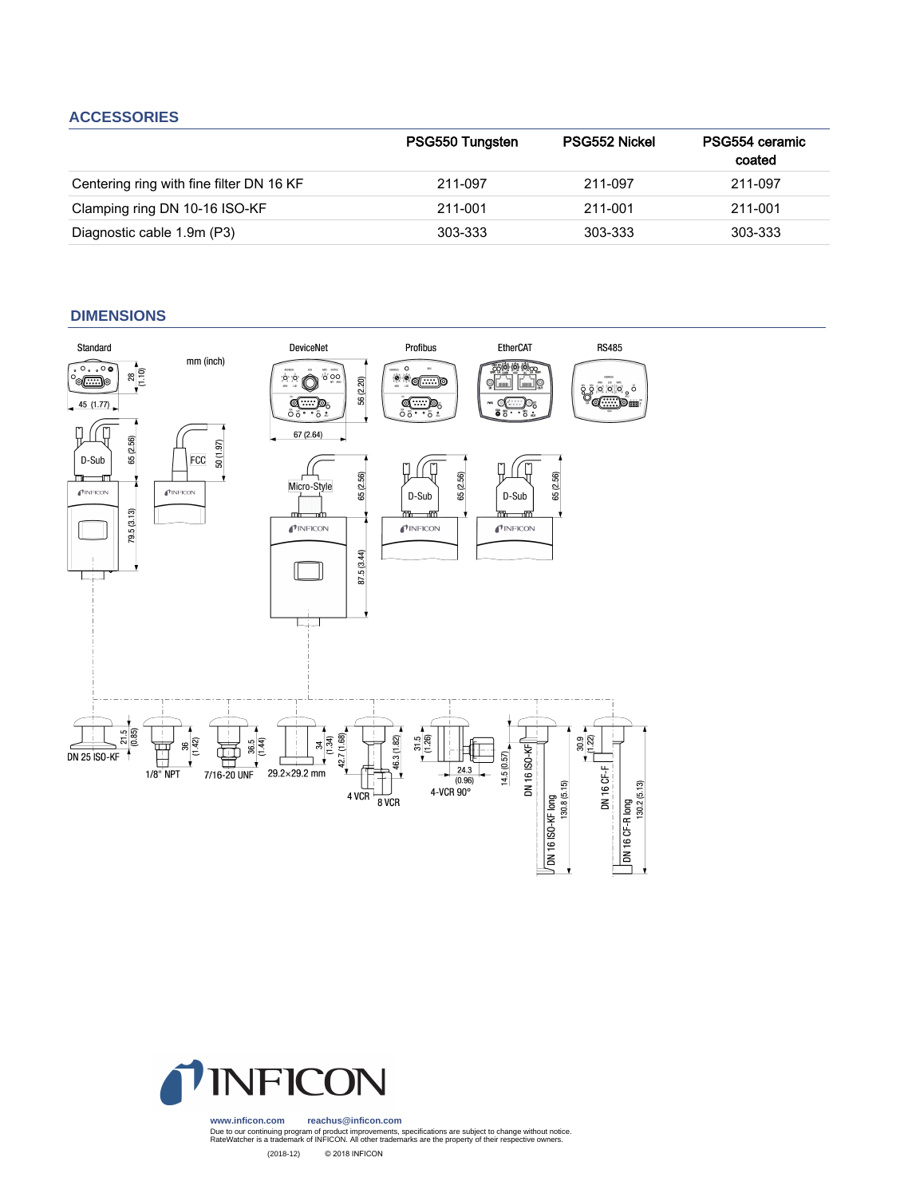## ACCESSORIES

| | PSG550 Tungsten | PSG552 Nickel | PSG554 ceramic coated |
|---|---|---|---|
| Centering ring with fine filter DN 16 KF | 211-097 | 211-097 | 211-097 |
| Clamping ring DN 10-16 ISO-KF | 211-001 | 211-001 | 211-001 |
| Diagnostic cable 1.9m (P3) | 303-333 | 303-333 | 303-333 |

## DIMENSIONS

Standard

mm (inch)

DeviceNet

Profibus

EtherCAT

RS485

28 (1.10)

45 (1.77)

56 (2.20)

67 (2.64)

D-Sub

65 (2.56)

FCC

50 (1.97)

79.5 (3.13)

Micro-Style

65 (2.56)

D-Sub

65 (2.56)

D-Sub

65 (2.56)

87.5 (3.44)

DN 25 ISO-KF

21.5 (0.85)

1/8" NPT

36 (1.42)

7/16-20 UNF

36.5 (1.44)

29.2×29.2 mm

34 (1.34)

42.7 (1.68)

4 VCR

8 VCR

46.3 (1.82)

31.5 (1.26)

24.3 (0.96)

4-VCR 90°

14.5 (0.57)

DN 16 ISO-KF

DN 16 ISO-KF long

130.8 (5.15)

30.9 (1.22)

DN 16 CF-F

DN 16 CF-R long

130.2 (5.13)

INFICON

www.inficon.com reachus@inficon.com

Due to our continuing program of product improvements, specifications are subject to change without notice.
RateWatcher is a trademark of INFICON. All other trademarks are the property of their respective owners.

(2018-12) © 2018 INFICON